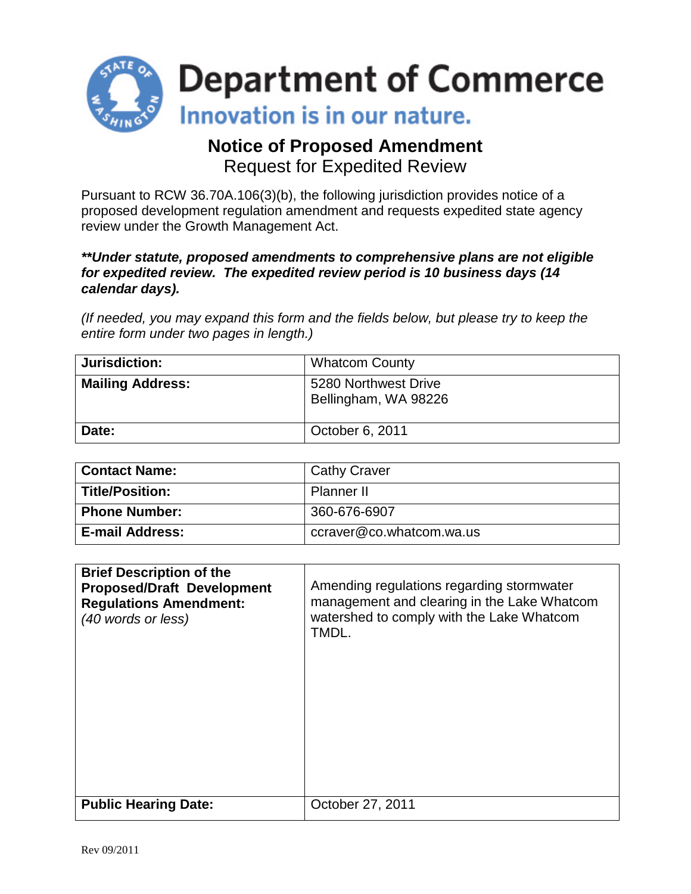# Department of Commerce

Innovation is in our nature.

## Notice of Proposed Amendment

Request for Expedited Review

Pursuant to RCW 36.70A.106(3)(b), the following jurisdiction provides notice of a proposed development regulation amendment and requests expedited state agency review under the Growth Management Act.

***\*\*Under statute, proposed amendments to comprehensive plans are not eligible for expedited review. The expedited review period is 10 business days (14 calendar days).***

*(If needed, you may expand this form and the fields below, but please try to keep the entire form under two pages in length.)*

| **Jurisdiction:** | Whatcom County |
|---|---|
| **Mailing Address:** | 5280 Northwest Drive<br>Bellingham, WA 98226 |
| **Date:** | October 6, 2011 |

| **Contact Name:** | Cathy Craver |
|---|---|
| **Title/Position:** | Planner II |
| **Phone Number:** | 360-676-6907 |
| **E-mail Address:** | ccraver@co.whatcom.wa.us |

| **Brief Description of the Proposed/Draft Development Regulations Amendment:** *(40 words or less)* | Amending regulations regarding stormwater management and clearing in the Lake Whatcom watershed to comply with the Lake Whatcom TMDL. |
|---|---|
| **Public Hearing Date:** | October 27, 2011 |

Rev 09/2011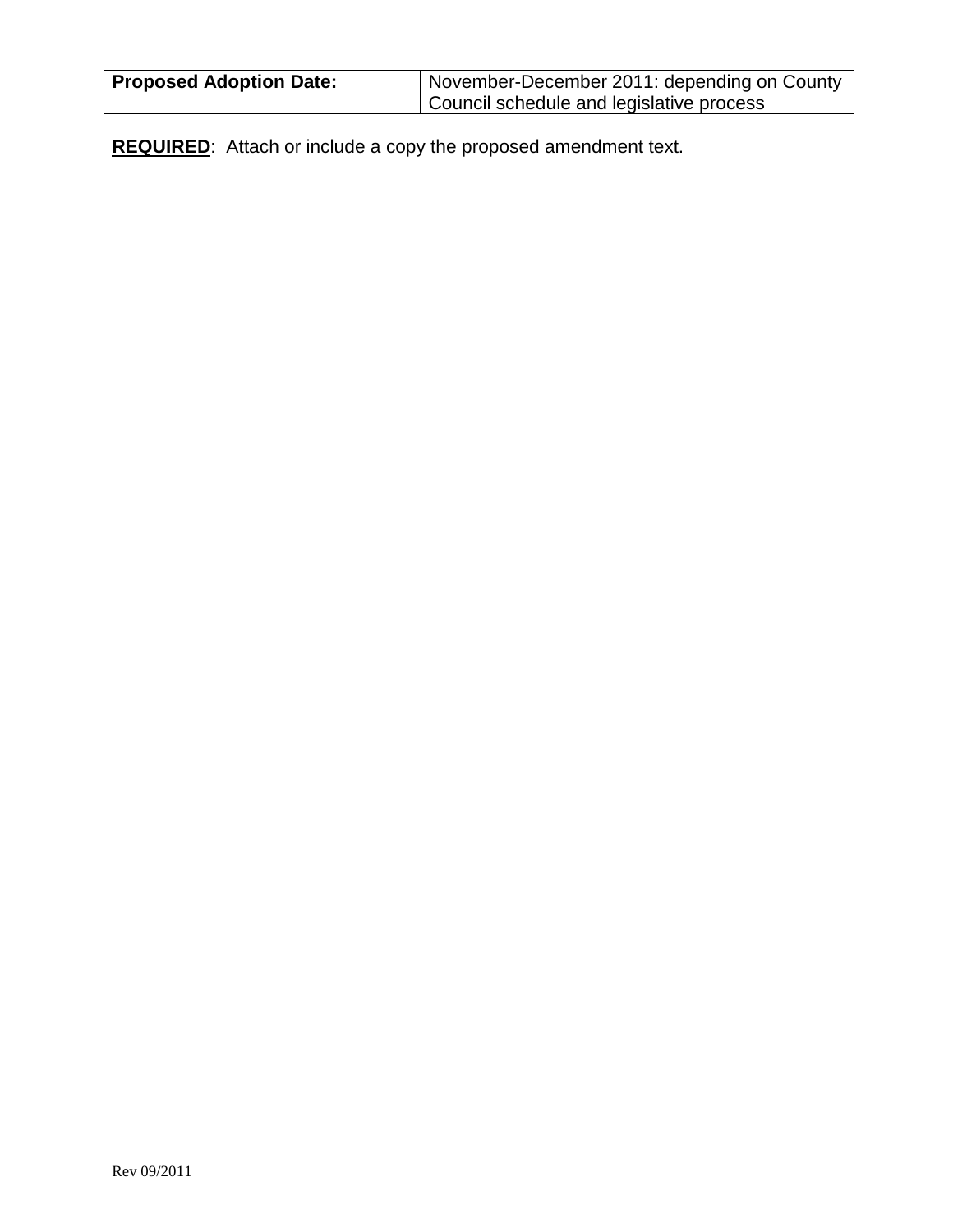| Proposed Adoption Date: | November-December 2011: depending on County Council schedule and legislative process |
|---|---|

**REQUIRED**: Attach or include a copy the proposed amendment text.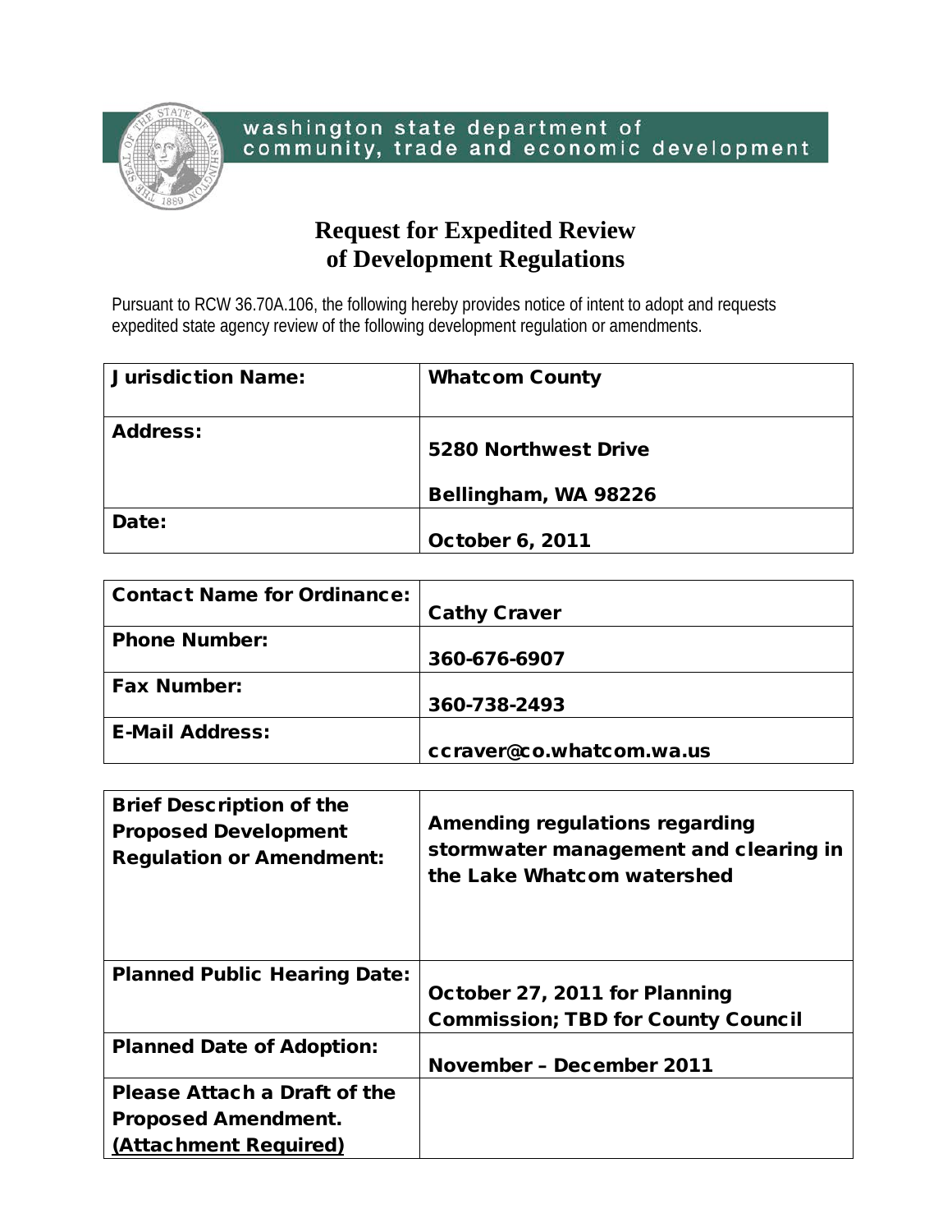washington state department of community, trade and economic development

# Request for Expedited Review of Development Regulations

Pursuant to RCW 36.70A.106, the following hereby provides notice of intent to adopt and requests expedited state agency review of the following development regulation or amendments.

| | |
|---|---|
| **Jurisdiction Name:** | **Whatcom County** |
| **Address:** | **5280 Northwest Drive**<br>**Bellingham, WA 98226** |
| **Date:** | **October 6, 2011** |

| | |
|---|---|
| **Contact Name for Ordinance:** | **Cathy Craver** |
| **Phone Number:** | **360-676-6907** |
| **Fax Number:** | **360-738-2493** |
| **E-Mail Address:** | **ccraver@co.whatcom.wa.us** |

| | |
|---|---|
| **Brief Description of the Proposed Development Regulation or Amendment:** | **Amending regulations regarding stormwater management and clearing in the Lake Whatcom watershed** |
| **Planned Public Hearing Date:** | **October 27, 2011 for Planning Commission; TBD for County Council** |
| **Planned Date of Adoption:** | **November – December 2011** |
| **Please Attach a Draft of the Proposed Amendment. (Attachment Required)** | |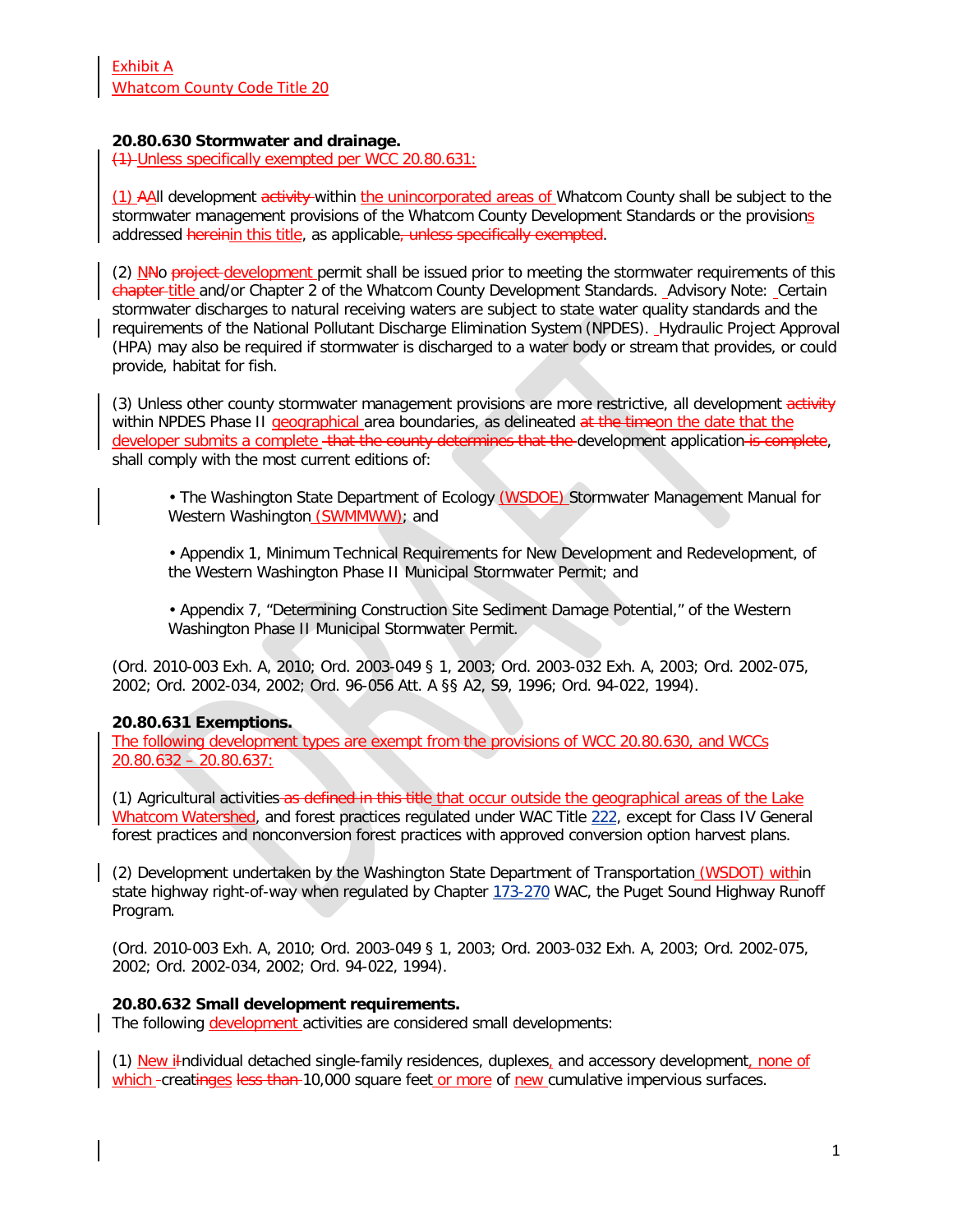Exhibit A
Whatcom County Code Title 20

**20.80.630 Stormwater and drainage.**
(1) Unless specifically exempted per WCC 20.80.631:

(1) AAll development activity within the unincorporated areas of Whatcom County shall be subject to the stormwater management provisions of the Whatcom County Development Standards or the provisions addressed hereinin this title, as applicable, unless specifically exempted.

(2) NNo project development permit shall be issued prior to meeting the stormwater requirements of this chapter title and/or Chapter 2 of the Whatcom County Development Standards. Advisory Note: Certain stormwater discharges to natural receiving waters are subject to state water quality standards and the requirements of the National Pollutant Discharge Elimination System (NPDES). Hydraulic Project Approval (HPA) may also be required if stormwater is discharged to a water body or stream that provides, or could provide, habitat for fish.

(3) Unless other county stormwater management provisions are more restrictive, all development activity within NPDES Phase II geographical area boundaries, as delineated at the timeon the date that the developer submits a complete that the county determines that the development application is complete, shall comply with the most current editions of:

- The Washington State Department of Ecology (WSDOE) Stormwater Management Manual for Western Washington (SWMMWW); and
- Appendix 1, Minimum Technical Requirements for New Development and Redevelopment, of the Western Washington Phase II Municipal Stormwater Permit; and
- Appendix 7, "Determining Construction Site Sediment Damage Potential," of the Western Washington Phase II Municipal Stormwater Permit.

(Ord. 2010-003 Exh. A, 2010; Ord. 2003-049 § 1, 2003; Ord. 2003-032 Exh. A, 2003; Ord. 2002-075, 2002; Ord. 2002-034, 2002; Ord. 96-056 Att. A §§ A2, S9, 1996; Ord. 94-022, 1994).

**20.80.631 Exemptions.**
The following development types are exempt from the provisions of WCC 20.80.630, and WCCs 20.80.632 – 20.80.637:

(1) Agricultural activities as defined in this title that occur outside the geographical areas of the Lake Whatcom Watershed, and forest practices regulated under WAC Title 222, except for Class IV General forest practices and nonconversion forest practices with approved conversion option harvest plans.

(2) Development undertaken by the Washington State Department of Transportation (WSDOT) within state highway right-of-way when regulated by Chapter 173-270 WAC, the Puget Sound Highway Runoff Program.

(Ord. 2010-003 Exh. A, 2010; Ord. 2003-049 § 1, 2003; Ord. 2003-032 Exh. A, 2003; Ord. 2002-075, 2002; Ord. 2002-034, 2002; Ord. 94-022, 1994).

**20.80.632 Small development requirements.**
The following development activities are considered small developments:

(1) New iIndividual detached single-family residences, duplexes, and accessory development, none of which creatinges less than 10,000 square feet or more of new cumulative impervious surfaces.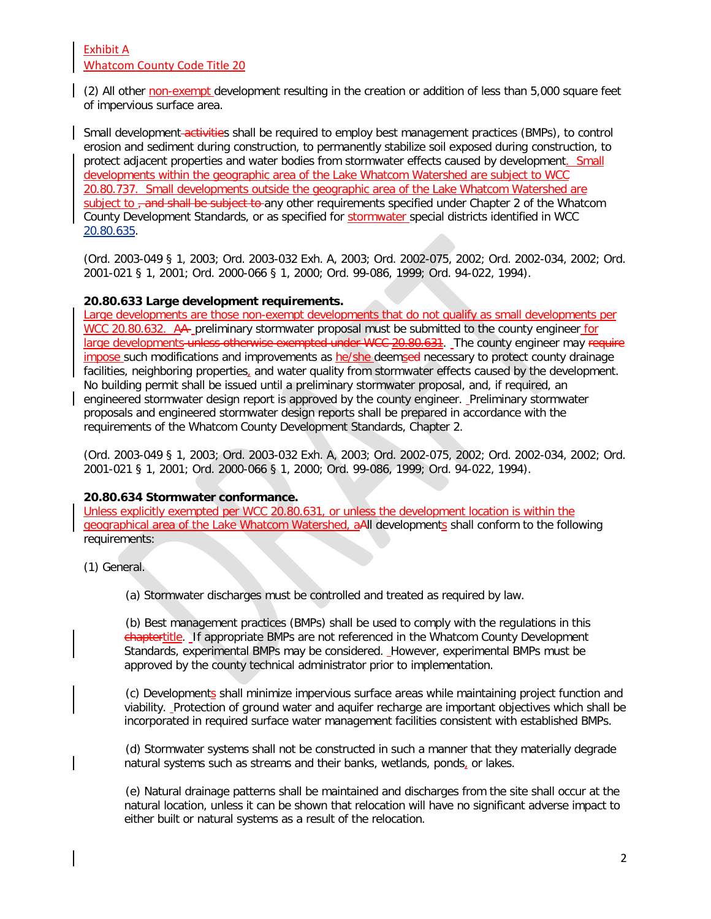Exhibit A
Whatcom County Code Title 20

(2) All other non-exempt development resulting in the creation or addition of less than 5,000 square feet of impervious surface area.

Small development activities shall be required to employ best management practices (BMPs), to control erosion and sediment during construction, to permanently stabilize soil exposed during construction, to protect adjacent properties and water bodies from stormwater effects caused by development. Small developments within the geographic area of the Lake Whatcom Watershed are subject to WCC 20.80.737. Small developments outside the geographic area of the Lake Whatcom Watershed are subject to , and shall be subject to any other requirements specified under Chapter 2 of the Whatcom County Development Standards, or as specified for stormwater special districts identified in WCC 20.80.635.

(Ord. 2003-049 § 1, 2003; Ord. 2003-032 Exh. A, 2003; Ord. 2002-075, 2002; Ord. 2002-034, 2002; Ord. 2001-021 § 1, 2001; Ord. 2000-066 § 1, 2000; Ord. 99-086, 1999; Ord. 94-022, 1994).

**20.80.633 Large development requirements.**

Large developments are those non-exempt developments that do not qualify as small developments per WCC 20.80.632. AA preliminary stormwater proposal must be submitted to the county engineer for large developments unless otherwise exempted under WCC 20.80.631. The county engineer may require impose such modifications and improvements as he/she deemsed necessary to protect county drainage facilities, neighboring properties, and water quality from stormwater effects caused by the development. No building permit shall be issued until a preliminary stormwater proposal, and, if required, an engineered stormwater design report is approved by the county engineer. Preliminary stormwater proposals and engineered stormwater design reports shall be prepared in accordance with the requirements of the Whatcom County Development Standards, Chapter 2.

(Ord. 2003-049 § 1, 2003; Ord. 2003-032 Exh. A, 2003; Ord. 2002-075, 2002; Ord. 2002-034, 2002; Ord. 2001-021 § 1, 2001; Ord. 2000-066 § 1, 2000; Ord. 99-086, 1999; Ord. 94-022, 1994).

**20.80.634 Stormwater conformance.**

Unless explicitly exempted per WCC 20.80.631, or unless the development location is within the geographical area of the Lake Whatcom Watershed, aAll developments shall conform to the following requirements:

(1) General.

(a) Stormwater discharges must be controlled and treated as required by law.

(b) Best management practices (BMPs) shall be used to comply with the regulations in this chaptertitle. If appropriate BMPs are not referenced in the Whatcom County Development Standards, experimental BMPs may be considered. However, experimental BMPs must be approved by the county technical administrator prior to implementation.

(c) Developments shall minimize impervious surface areas while maintaining project function and viability. Protection of ground water and aquifer recharge are important objectives which shall be incorporated in required surface water management facilities consistent with established BMPs.

(d) Stormwater systems shall not be constructed in such a manner that they materially degrade natural systems such as streams and their banks, wetlands, ponds, or lakes.

(e) Natural drainage patterns shall be maintained and discharges from the site shall occur at the natural location, unless it can be shown that relocation will have no significant adverse impact to either built or natural systems as a result of the relocation.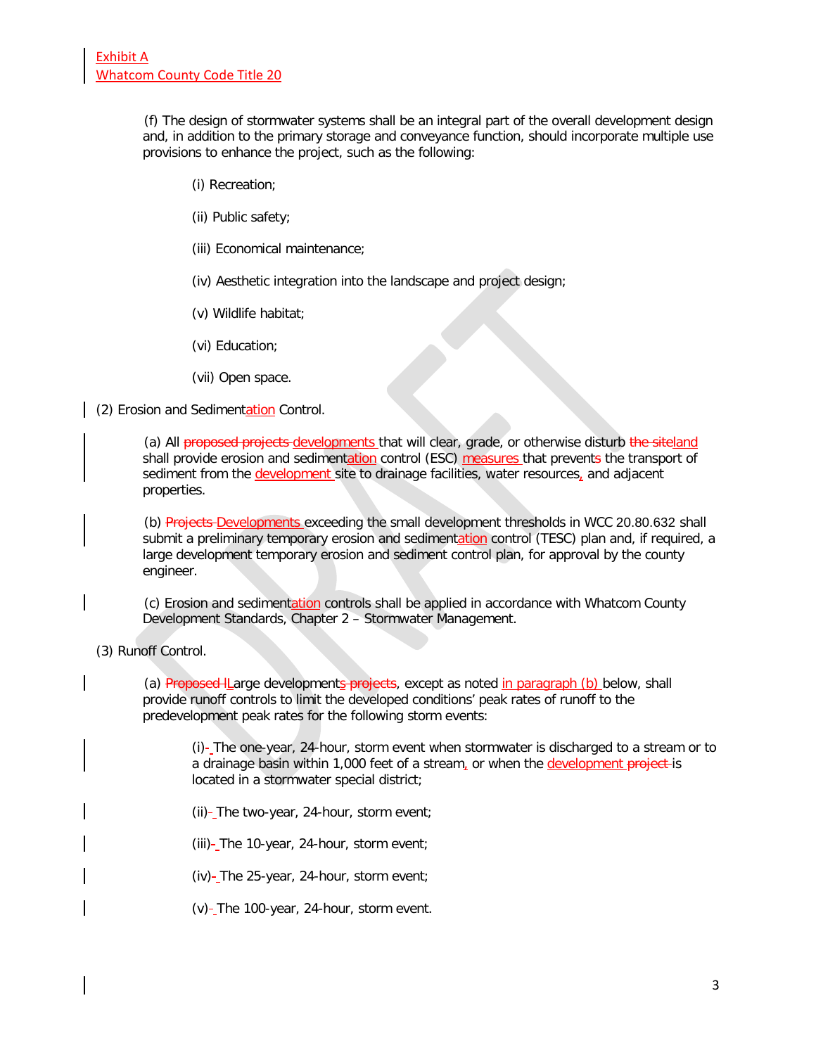(f) The design of stormwater systems shall be an integral part of the overall development design and, in addition to the primary storage and conveyance function, should incorporate multiple use provisions to enhance the project, such as the following:

(i) Recreation;

(ii) Public safety;

(iii) Economical maintenance;

(iv) Aesthetic integration into the landscape and project design;

(v) Wildlife habitat;

(vi) Education;

(vii) Open space.

(2) Erosion and Sedimentation Control.

(a) All ~~proposed projects~~ developments that will clear, grade, or otherwise disturb ~~the site~~land shall provide erosion and sedimentation control (ESC) measures that prevents the transport of sediment from the development site to drainage facilities, water resources, and adjacent properties.

(b) ~~Projects~~ Developments exceeding the small development thresholds in WCC 20.80.632 shall submit a preliminary temporary erosion and sedimentation control (TESC) plan and, if required, a large development temporary erosion and sediment control plan, for approval by the county engineer.

(c) Erosion and sedimentation controls shall be applied in accordance with Whatcom County Development Standards, Chapter 2 – Stormwater Management.

(3) Runoff Control.

(a) ~~Proposed l~~Large developments~~ projects~~, except as noted in paragraph (b) below, shall provide runoff controls to limit the developed conditions' peak rates of runoff to the predevelopment peak rates for the following storm events:

(i) The one-year, 24-hour, storm event when stormwater is discharged to a stream or to a drainage basin within 1,000 feet of a stream, or when the development ~~project~~ is located in a stormwater special district;

(ii) The two-year, 24-hour, storm event;

(iii) The 10-year, 24-hour, storm event;

(iv) The 25-year, 24-hour, storm event;

(v) The 100-year, 24-hour, storm event.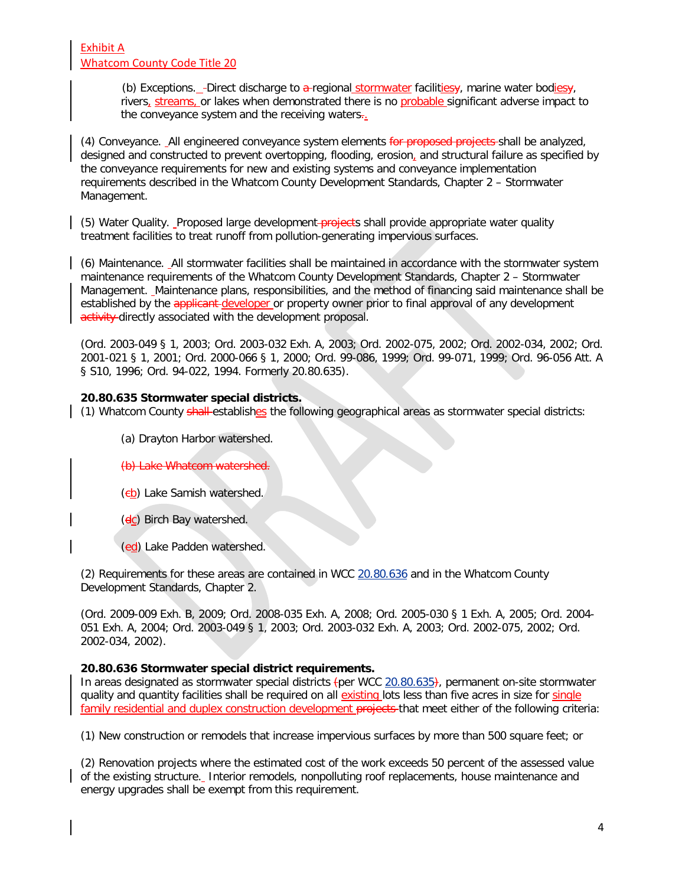Exhibit A
Whatcom County Code Title 20

(b) Exceptions. Direct discharge to a regional stormwater facilitiesy, marine water bodiesy, rivers, streams, or lakes when demonstrated there is no probable significant adverse impact to the conveyance system and the receiving waters..

(4) Conveyance. All engineered conveyance system elements for proposed projects shall be analyzed, designed and constructed to prevent overtopping, flooding, erosion, and structural failure as specified by the conveyance requirements for new and existing systems and conveyance implementation requirements described in the Whatcom County Development Standards, Chapter 2 – Stormwater Management.

(5) Water Quality. Proposed large development projects shall provide appropriate water quality treatment facilities to treat runoff from pollution-generating impervious surfaces.

(6) Maintenance. All stormwater facilities shall be maintained in accordance with the stormwater system maintenance requirements of the Whatcom County Development Standards, Chapter 2 – Stormwater Management. Maintenance plans, responsibilities, and the method of financing said maintenance shall be established by the applicant developer or property owner prior to final approval of any development activity directly associated with the development proposal.

(Ord. 2003-049 § 1, 2003; Ord. 2003-032 Exh. A, 2003; Ord. 2002-075, 2002; Ord. 2002-034, 2002; Ord. 2001-021 § 1, 2001; Ord. 2000-066 § 1, 2000; Ord. 99-086, 1999; Ord. 99-071, 1999; Ord. 96-056 Att. A § S10, 1996; Ord. 94-022, 1994. Formerly 20.80.635).

**20.80.635 Stormwater special districts.**
(1) Whatcom County shall establishes the following geographical areas as stormwater special districts:

(a) Drayton Harbor watershed.

(b) Lake Whatcom watershed.

(cb) Lake Samish watershed.

(dc) Birch Bay watershed.

(ed) Lake Padden watershed.

(2) Requirements for these areas are contained in WCC 20.80.636 and in the Whatcom County Development Standards, Chapter 2.

(Ord. 2009-009 Exh. B, 2009; Ord. 2008-035 Exh. A, 2008; Ord. 2005-030 § 1 Exh. A, 2005; Ord. 2004-051 Exh. A, 2004; Ord. 2003-049 § 1, 2003; Ord. 2003-032 Exh. A, 2003; Ord. 2002-075, 2002; Ord. 2002-034, 2002).

**20.80.636 Stormwater special district requirements.**
In areas designated as stormwater special districts (per WCC 20.80.635), permanent on-site stormwater quality and quantity facilities shall be required on all existing lots less than five acres in size for single family residential and duplex construction development projects that meet either of the following criteria:

(1) New construction or remodels that increase impervious surfaces by more than 500 square feet; or

(2) Renovation projects where the estimated cost of the work exceeds 50 percent of the assessed value of the existing structure. Interior remodels, nonpolluting roof replacements, house maintenance and energy upgrades shall be exempt from this requirement.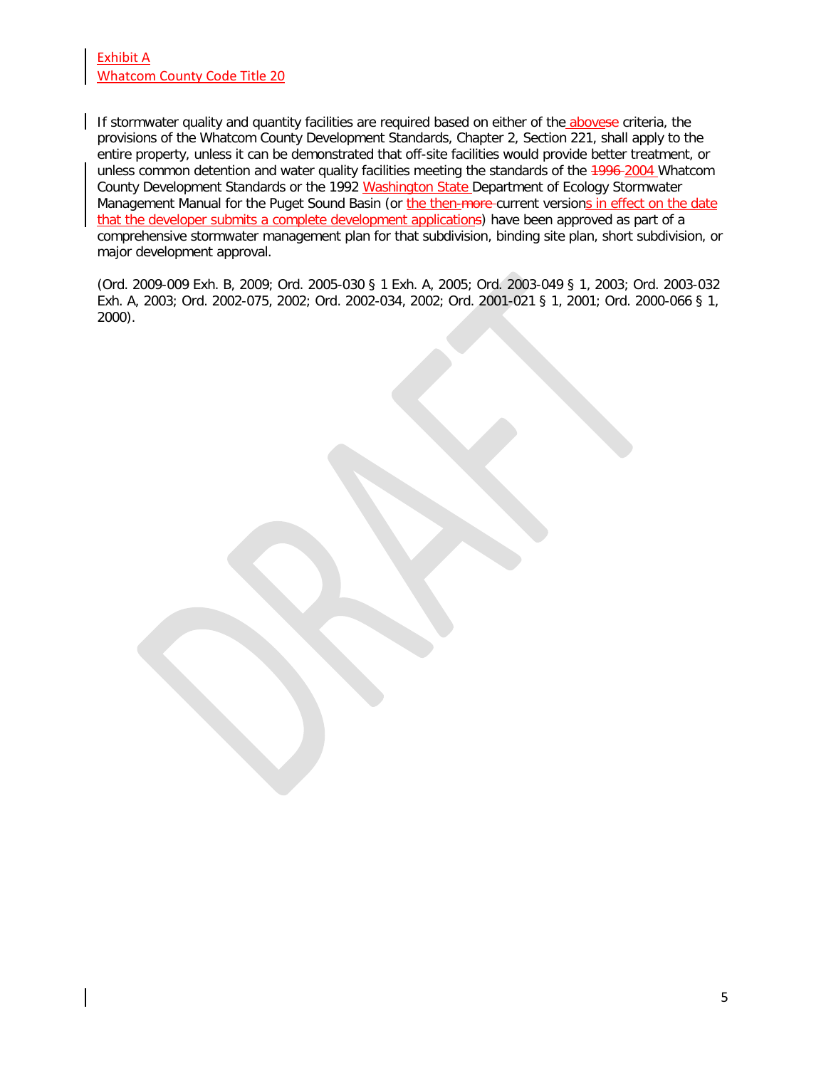Exhibit A
Whatcom County Code Title 20

If stormwater quality and quantity facilities are required based on either of the abovese criteria, the provisions of the Whatcom County Development Standards, Chapter 2, Section 221, shall apply to the entire property, unless it can be demonstrated that off-site facilities would provide better treatment, or unless common detention and water quality facilities meeting the standards of the 1996 2004 Whatcom County Development Standards or the 1992 Washington State Department of Ecology Stormwater Management Manual for the Puget Sound Basin (or the then-more current versions in effect on the date that the developer submits a complete development applications) have been approved as part of a comprehensive stormwater management plan for that subdivision, binding site plan, short subdivision, or major development approval.

(Ord. 2009-009 Exh. B, 2009; Ord. 2005-030 § 1 Exh. A, 2005; Ord. 2003-049 § 1, 2003; Ord. 2003-032 Exh. A, 2003; Ord. 2002-075, 2002; Ord. 2002-034, 2002; Ord. 2001-021 § 1, 2001; Ord. 2000-066 § 1, 2000).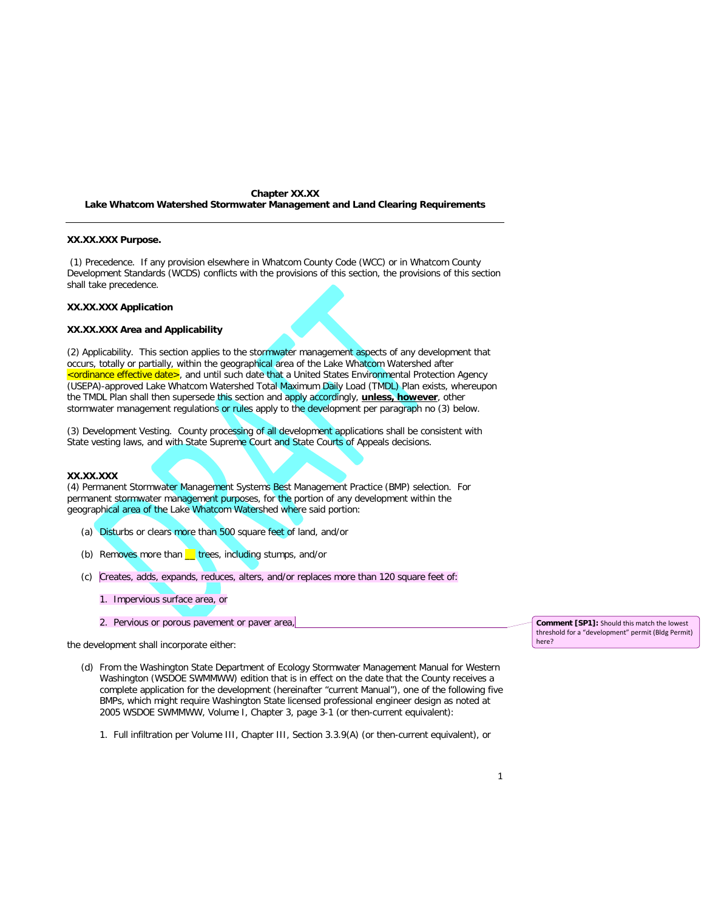**Chapter XX.XX**
**Lake Whatcom Watershed Stormwater Management and Land Clearing Requirements**

---

**XX.XX.XXX Purpose.**

(1) Precedence. If any provision elsewhere in Whatcom County Code (WCC) or in Whatcom County Development Standards (WCDS) conflicts with the provisions of this section, the provisions of this section shall take precedence.

**XX.XX.XXX Application**

**XX.XX.XXX Area and Applicability**

(2) Applicability. This section applies to the stormwater management aspects of any development that occurs, totally or partially, within the geographical area of the Lake Whatcom Watershed after <ordinance effective date>, and until such date that a United States Environmental Protection Agency (USEPA)-approved Lake Whatcom Watershed Total Maximum Daily Load (TMDL) Plan exists, whereupon the TMDL Plan shall then supersede this section and apply accordingly, **unless, however**, other stormwater management regulations or rules apply to the development per paragraph no (3) below.

(3) Development Vesting. County processing of all development applications shall be consistent with State vesting laws, and with State Supreme Court and State Courts of Appeals decisions.

**XX.XX.XXX**
(4) Permanent Stormwater Management Systems Best Management Practice (BMP) selection. For permanent stormwater management purposes, for the portion of any development within the geographical area of the Lake Whatcom Watershed where said portion:

(a) Disturbs or clears more than 500 square feet of land, and/or

(b) Removes more than __ trees, including stumps, and/or

(c) Creates, adds, expands, reduces, alters, and/or replaces more than 120 square feet of:

1. Impervious surface area, or

2. Pervious or porous pavement or paver area,

**Comment [SP1]:** Should this match the lowest threshold for a "development" permit (Bldg Permit) here?

the development shall incorporate either:

(d) From the Washington State Department of Ecology Stormwater Management Manual for Western Washington (WSDOE SWMMWW) edition that is in effect on the date that the County receives a complete application for the development (hereinafter "current Manual"), one of the following five BMPs, which might require Washington State licensed professional engineer design as noted at 2005 WSDOE SWMMWW, Volume I, Chapter 3, page 3-1 (or then-current equivalent):

1. Full infiltration per Volume III, Chapter III, Section 3.3.9(A) (or then-current equivalent), or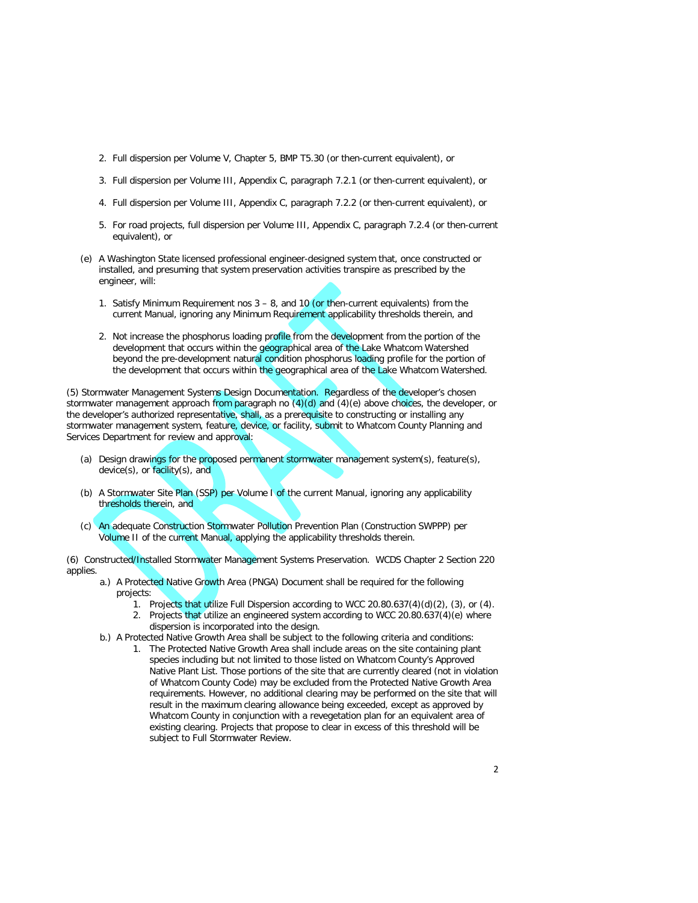2. Full dispersion per Volume V, Chapter 5, BMP T5.30 (or then-current equivalent), or

3. Full dispersion per Volume III, Appendix C, paragraph 7.2.1 (or then-current equivalent), or

4. Full dispersion per Volume III, Appendix C, paragraph 7.2.2 (or then-current equivalent), or

5. For road projects, full dispersion per Volume III, Appendix C, paragraph 7.2.4 (or then-current equivalent), or

(e) A Washington State licensed professional engineer-designed system that, once constructed or installed, and presuming that system preservation activities transpire as prescribed by the engineer, will:

1. Satisfy Minimum Requirement nos 3 – 8, and 10 (or then-current equivalents) from the current Manual, ignoring any Minimum Requirement applicability thresholds therein, and

2. Not increase the phosphorus loading profile from the development from the portion of the development that occurs within the geographical area of the Lake Whatcom Watershed beyond the pre-development natural condition phosphorus loading profile for the portion of the development that occurs within the geographical area of the Lake Whatcom Watershed.

(5) Stormwater Management Systems Design Documentation. Regardless of the developer's chosen stormwater management approach from paragraph no (4)(d) and (4)(e) above choices, the developer, or the developer's authorized representative, shall, as a prerequisite to constructing or installing any stormwater management system, feature, device, or facility, submit to Whatcom County Planning and Services Department for review and approval:

(a) Design drawings for the proposed permanent stormwater management system(s), feature(s), device(s), or facility(s), and

(b) A Stormwater Site Plan (SSP) per Volume I of the current Manual, ignoring any applicability thresholds therein, and

(c) An adequate Construction Stormwater Pollution Prevention Plan (Construction SWPPP) per Volume II of the current Manual, applying the applicability thresholds therein.

(6) Constructed/Installed Stormwater Management Systems Preservation. WCDS Chapter 2 Section 220 applies.

a.) A Protected Native Growth Area (PNGA) Document shall be required for the following projects:
   1. Projects that utilize Full Dispersion according to WCC 20.80.637(4)(d)(2), (3), or (4).
   2. Projects that utilize an engineered system according to WCC 20.80.637(4)(e) where dispersion is incorporated into the design.

b.) A Protected Native Growth Area shall be subject to the following criteria and conditions:
   1. The Protected Native Growth Area shall include areas on the site containing plant species including but not limited to those listed on Whatcom County's Approved Native Plant List. Those portions of the site that are currently cleared (not in violation of Whatcom County Code) may be excluded from the Protected Native Growth Area requirements. However, no additional clearing may be performed on the site that will result in the maximum clearing allowance being exceeded, except as approved by Whatcom County in conjunction with a revegetation plan for an equivalent area of existing clearing. Projects that propose to clear in excess of this threshold will be subject to Full Stormwater Review.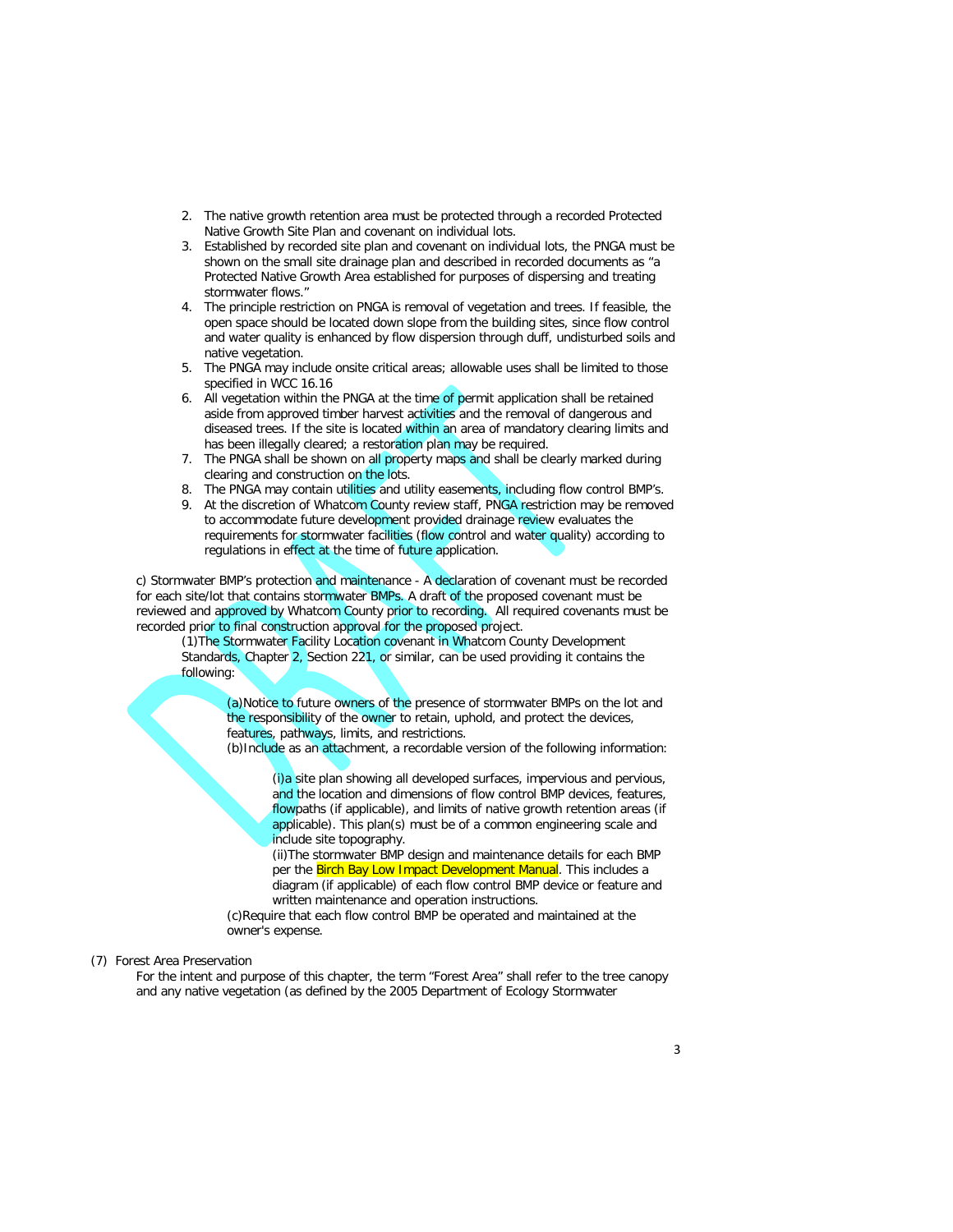2. The native growth retention area must be protected through a recorded Protected Native Growth Site Plan and covenant on individual lots.
3. Established by recorded site plan and covenant on individual lots, the PNGA must be shown on the small site drainage plan and described in recorded documents as "a Protected Native Growth Area established for purposes of dispersing and treating stormwater flows."
4. The principle restriction on PNGA is removal of vegetation and trees. If feasible, the open space should be located down slope from the building sites, since flow control and water quality is enhanced by flow dispersion through duff, undisturbed soils and native vegetation.
5. The PNGA may include onsite critical areas; allowable uses shall be limited to those specified in WCC 16.16
6. All vegetation within the PNGA at the time of permit application shall be retained aside from approved timber harvest activities and the removal of dangerous and diseased trees. If the site is located within an area of mandatory clearing limits and has been illegally cleared; a restoration plan may be required.
7. The PNGA shall be shown on all property maps and shall be clearly marked during clearing and construction on the lots.
8. The PNGA may contain utilities and utility easements, including flow control BMP's.
9. At the discretion of Whatcom County review staff, PNGA restriction may be removed to accommodate future development provided drainage review evaluates the requirements for stormwater facilities (flow control and water quality) according to regulations in effect at the time of future application.

c) Stormwater BMP's protection and maintenance - A declaration of covenant must be recorded for each site/lot that contains stormwater BMPs. A draft of the proposed covenant must be reviewed and approved by Whatcom County prior to recording. All required covenants must be recorded prior to final construction approval for the proposed project.

(1)The Stormwater Facility Location covenant in Whatcom County Development Standards, Chapter 2, Section 221, or similar, can be used providing it contains the following:

(a)Notice to future owners of the presence of stormwater BMPs on the lot and the responsibility of the owner to retain, uphold, and protect the devices, features, pathways, limits, and restrictions.

(b)Include as an attachment, a recordable version of the following information:

(i)a site plan showing all developed surfaces, impervious and pervious, and the location and dimensions of flow control BMP devices, features, flowpaths (if applicable), and limits of native growth retention areas (if applicable). This plan(s) must be of a common engineering scale and include site topography.

(ii)The stormwater BMP design and maintenance details for each BMP per the Birch Bay Low Impact Development Manual. This includes a diagram (if applicable) of each flow control BMP device or feature and written maintenance and operation instructions.

(c)Require that each flow control BMP be operated and maintained at the owner's expense.

(7) Forest Area Preservation

For the intent and purpose of this chapter, the term "Forest Area" shall refer to the tree canopy and any native vegetation (as defined by the 2005 Department of Ecology Stormwater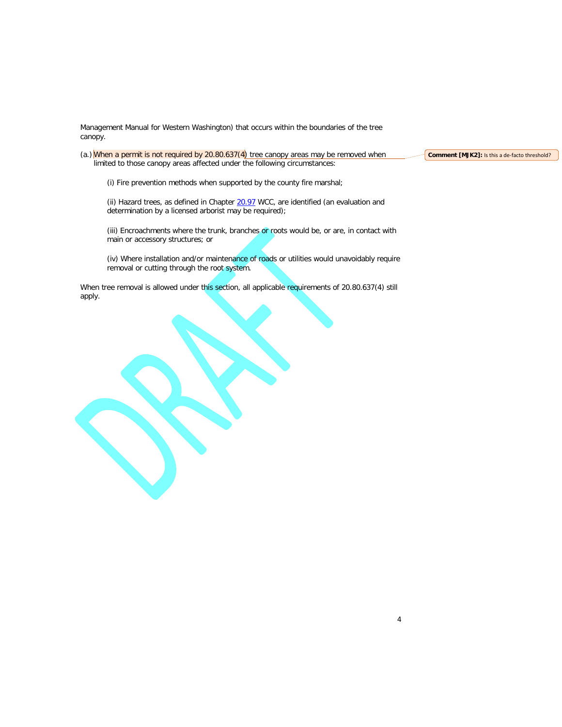Management Manual for Western Washington) that occurs within the boundaries of the tree canopy.

(a.) When a permit is not required by 20.80.637(4) tree canopy areas may be removed when limited to those canopy areas affected under the following circumstances:

(i) Fire prevention methods when supported by the county fire marshal;

(ii) Hazard trees, as defined in Chapter 20.97 WCC, are identified (an evaluation and determination by a licensed arborist may be required);

(iii) Encroachments where the trunk, branches or roots would be, or are, in contact with main or accessory structures; or

(iv) Where installation and/or maintenance of roads or utilities would unavoidably require removal or cutting through the root system.

When tree removal is allowed under this section, all applicable requirements of 20.80.637(4) still apply.

**Comment [MJK2]:** Is this a de-facto threshold?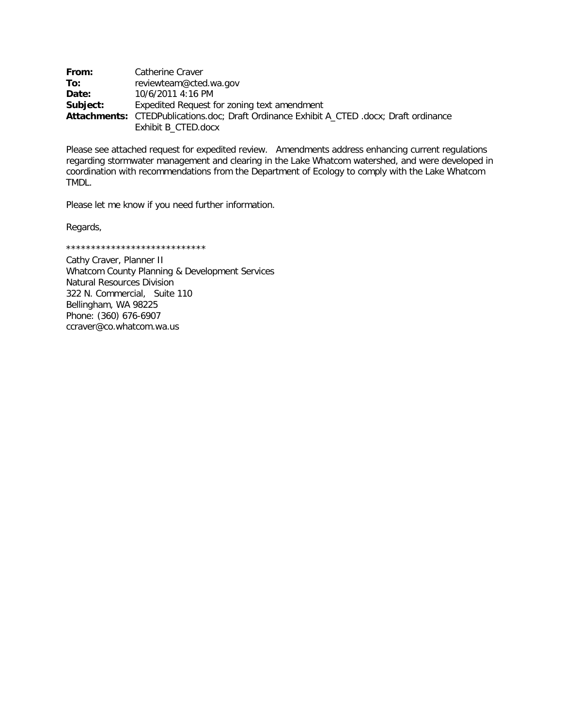**From:** Catherine Craver
**To:** reviewteam@cted.wa.gov
**Date:** 10/6/2011 4:16 PM
**Subject:** Expedited Request for zoning text amendment
**Attachments:** CTEDPublications.doc; Draft Ordinance Exhibit A_CTED .docx; Draft ordinance Exhibit B_CTED.docx

Please see attached request for expedited review. Amendments address enhancing current regulations regarding stormwater management and clearing in the Lake Whatcom watershed, and were developed in coordination with recommendations from the Department of Ecology to comply with the Lake Whatcom TMDL.

Please let me know if you need further information.

Regards,

****************************

Cathy Craver, Planner II
Whatcom County Planning & Development Services
Natural Resources Division
322 N. Commercial, Suite 110
Bellingham, WA 98225
Phone: (360) 676-6907
ccraver@co.whatcom.wa.us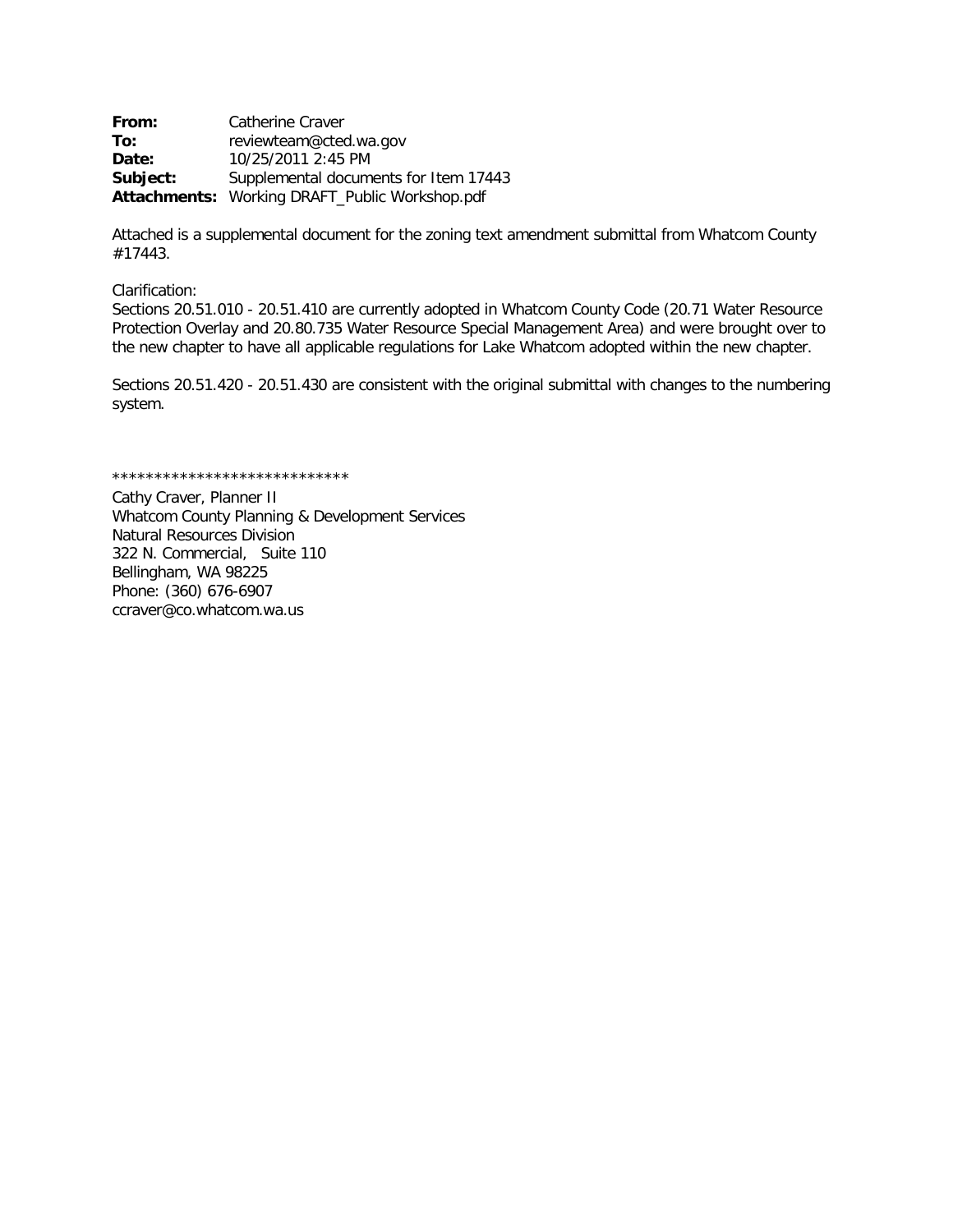**From:** Catherine Craver
**To:** reviewteam@cted.wa.gov
**Date:** 10/25/2011 2:45 PM
**Subject:** Supplemental documents for Item 17443
**Attachments:** Working DRAFT_Public Workshop.pdf

Attached is a supplemental document for the zoning text amendment submittal from Whatcom County #17443.

Clarification:
Sections 20.51.010 - 20.51.410 are currently adopted in Whatcom County Code (20.71 Water Resource Protection Overlay and 20.80.735 Water Resource Special Management Area) and were brought over to the new chapter to have all applicable regulations for Lake Whatcom adopted within the new chapter.

Sections 20.51.420 - 20.51.430 are consistent with the original submittal with changes to the numbering system.

****************************

Cathy Craver, Planner II
Whatcom County Planning & Development Services
Natural Resources Division
322 N. Commercial, Suite 110
Bellingham, WA 98225
Phone: (360) 676-6907
ccraver@co.whatcom.wa.us